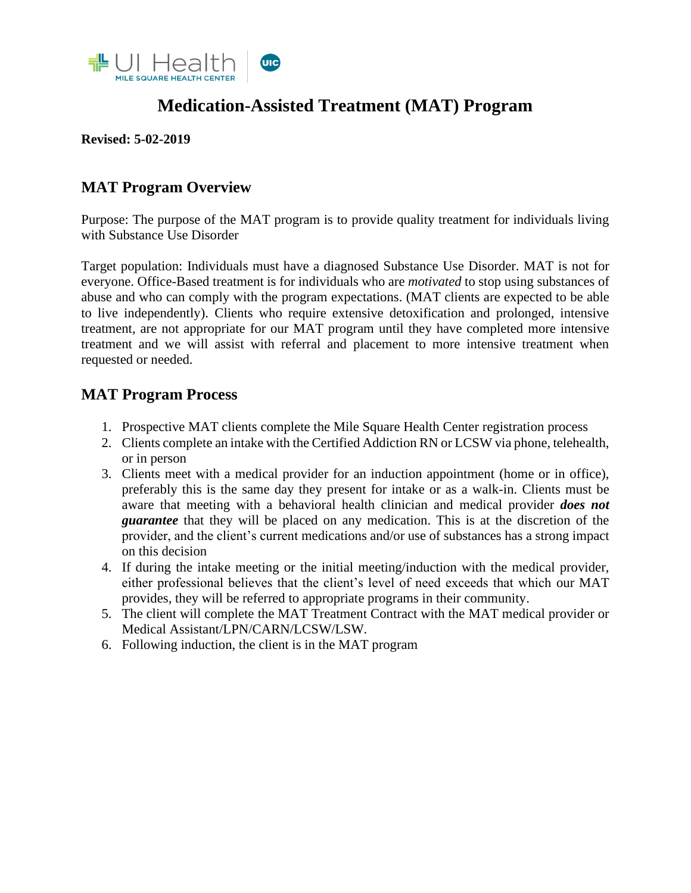# Medication-Assisted Treatment (MAT) Program

**Revised: 5-02-2019**

## MAT Program Overview

Purpose: The purpose of the MAT program is to provide quality treatment for individuals living with Substance Use Disorder

Target population: Individuals must have a diagnosed Substance Use Disorder. MAT is not for everyone. Office-Based treatment is for individuals who are *motivated* to stop using substances of abuse and who can comply with the program expectations. (MAT clients are expected to be able to live independently). Clients who require extensive detoxification and prolonged, intensive treatment, are not appropriate for our MAT program until they have completed more intensive treatment and we will assist with referral and placement to more intensive treatment when requested or needed.

## MAT Program Process

1. Prospective MAT clients complete the Mile Square Health Center registration process
2. Clients complete an intake with the Certified Addiction RN or LCSW via phone, telehealth, or in person
3. Clients meet with a medical provider for an induction appointment (home or in office), preferably this is the same day they present for intake or as a walk-in. Clients must be aware that meeting with a behavioral health clinician and medical provider ***does not guarantee*** that they will be placed on any medication. This is at the discretion of the provider, and the client's current medications and/or use of substances has a strong impact on this decision
4. If during the intake meeting or the initial meeting/induction with the medical provider, either professional believes that the client's level of need exceeds that which our MAT provides, they will be referred to appropriate programs in their community.
5. The client will complete the MAT Treatment Contract with the MAT medical provider or Medical Assistant/LPN/CARN/LCSW/LSW.
6. Following induction, the client is in the MAT program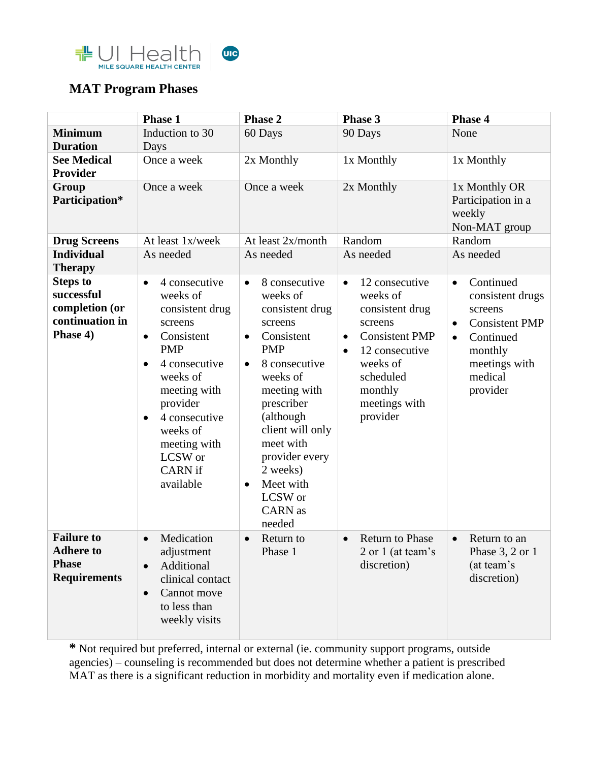UI Health MILE SQUARE HEALTH CENTER | UIC

## MAT Program Phases

| | Phase 1 | Phase 2 | Phase 3 | Phase 4 |
|---|---|---|---|---|
| **Minimum Duration** | Induction to 30 Days | 60 Days | 90 Days | None |
| **See Medical Provider** | Once a week | 2x Monthly | 1x Monthly | 1x Monthly |
| **Group Participation*** | Once a week | Once a week | 2x Monthly | 1x Monthly OR Participation in a weekly Non-MAT group |
| **Drug Screens** | At least 1x/week | At least 2x/month | Random | Random |
| **Individual Therapy** | As needed | As needed | As needed | As needed |
| **Steps to successful completion (or continuation in Phase 4)** | • 4 consecutive weeks of consistent drug screens<br>• Consistent PMP<br>• 4 consecutive weeks of meeting with provider<br>• 4 consecutive weeks of meeting with LCSW or CARN if available | • 8 consecutive weeks of consistent drug screens<br>• Consistent PMP<br>• 8 consecutive weeks of meeting with prescriber (although client will only meet with provider every 2 weeks)<br>• Meet with LCSW or CARN as needed | • 12 consecutive weeks of consistent drug screens<br>• Consistent PMP<br>• 12 consecutive weeks of scheduled monthly meetings with provider | • Continued consistent drugs screens<br>• Consistent PMP<br>• Continued monthly meetings with medical provider |
| **Failure to Adhere to Phase Requirements** | • Medication adjustment<br>• Additional clinical contact<br>• Cannot move to less than weekly visits | • Return to Phase 1 | • Return to Phase 2 or 1 (at team's discretion) | • Return to an Phase 3, 2 or 1 (at team's discretion) |

* Not required but preferred, internal or external (ie. community support programs, outside agencies) – counseling is recommended but does not determine whether a patient is prescribed MAT as there is a significant reduction in morbidity and mortality even if medication alone.